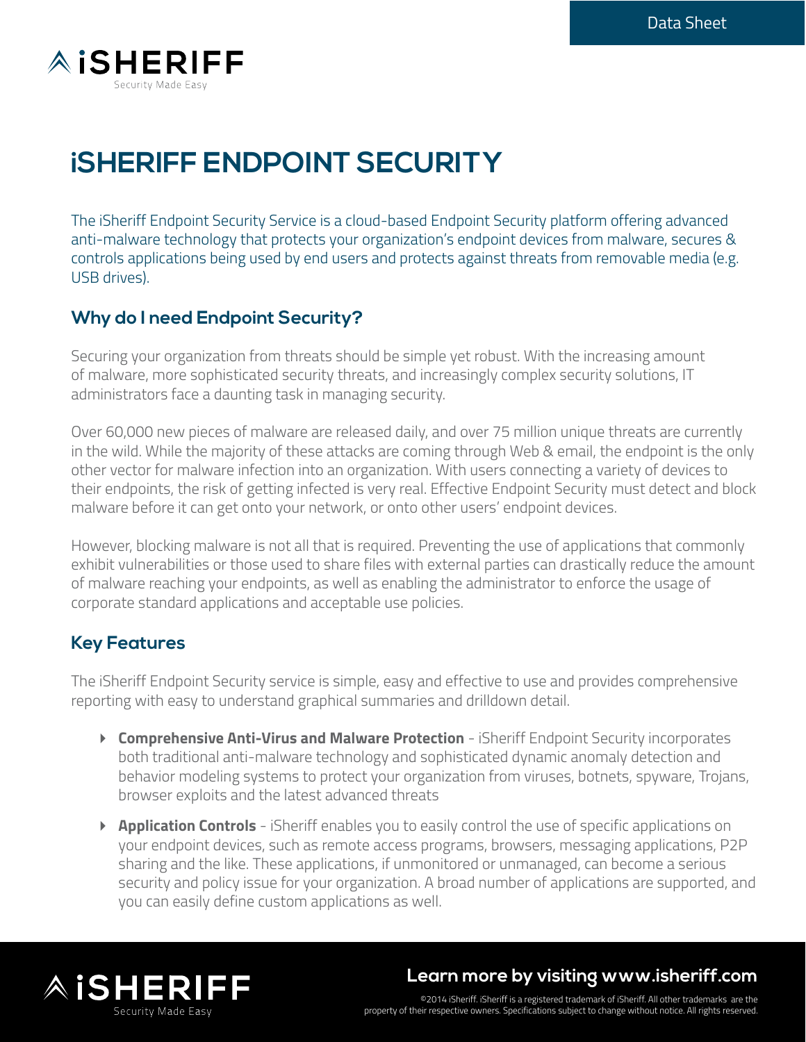# iSHERIFF ENDPOINT SECURITY

The iSheriff Endpoint Security Service is a cloud-based Endpoint Security platform offering advanced anti-malware technology that protects your organization's endpoint devices from malware, secures & controls applications being used by end users and protects against threats from removable media (e.g. USB drives).

## Why do I need Endpoint Security?

Securing your organization from threats should be simple yet robust. With the increasing amount of malware, more sophisticated security threats, and increasingly complex security solutions, IT administrators face a daunting task in managing security.

Over 60,000 new pieces of malware are released daily, and over 75 million unique threats are currently in the wild. While the majority of these attacks are coming through Web & email, the endpoint is the only other vector for malware infection into an organization. With users connecting a variety of devices to their endpoints, the risk of getting infected is very real. Effective Endpoint Security must detect and block malware before it can get onto your network, or onto other users' endpoint devices.

However, blocking malware is not all that is required. Preventing the use of applications that commonly exhibit vulnerabilities or those used to share files with external parties can drastically reduce the amount of malware reaching your endpoints, as well as enabling the administrator to enforce the usage of corporate standard applications and acceptable use policies.

## Key Features

The iSheriff Endpoint Security service is simple, easy and effective to use and provides comprehensive reporting with easy to understand graphical summaries and drilldown detail.

- **Comprehensive Anti-Virus and Malware Protection** - iSheriff Endpoint Security incorporates both traditional anti-malware technology and sophisticated dynamic anomaly detection and behavior modeling systems to protect your organization from viruses, botnets, spyware, Trojans, browser exploits and the latest advanced threats
- **Application Controls** - iSheriff enables you to easily control the use of specific applications on your endpoint devices, such as remote access programs, browsers, messaging applications, P2P sharing and the like. These applications, if unmonitored or unmanaged, can become a serious security and policy issue for your organization. A broad number of applications are supported, and you can easily define custom applications as well.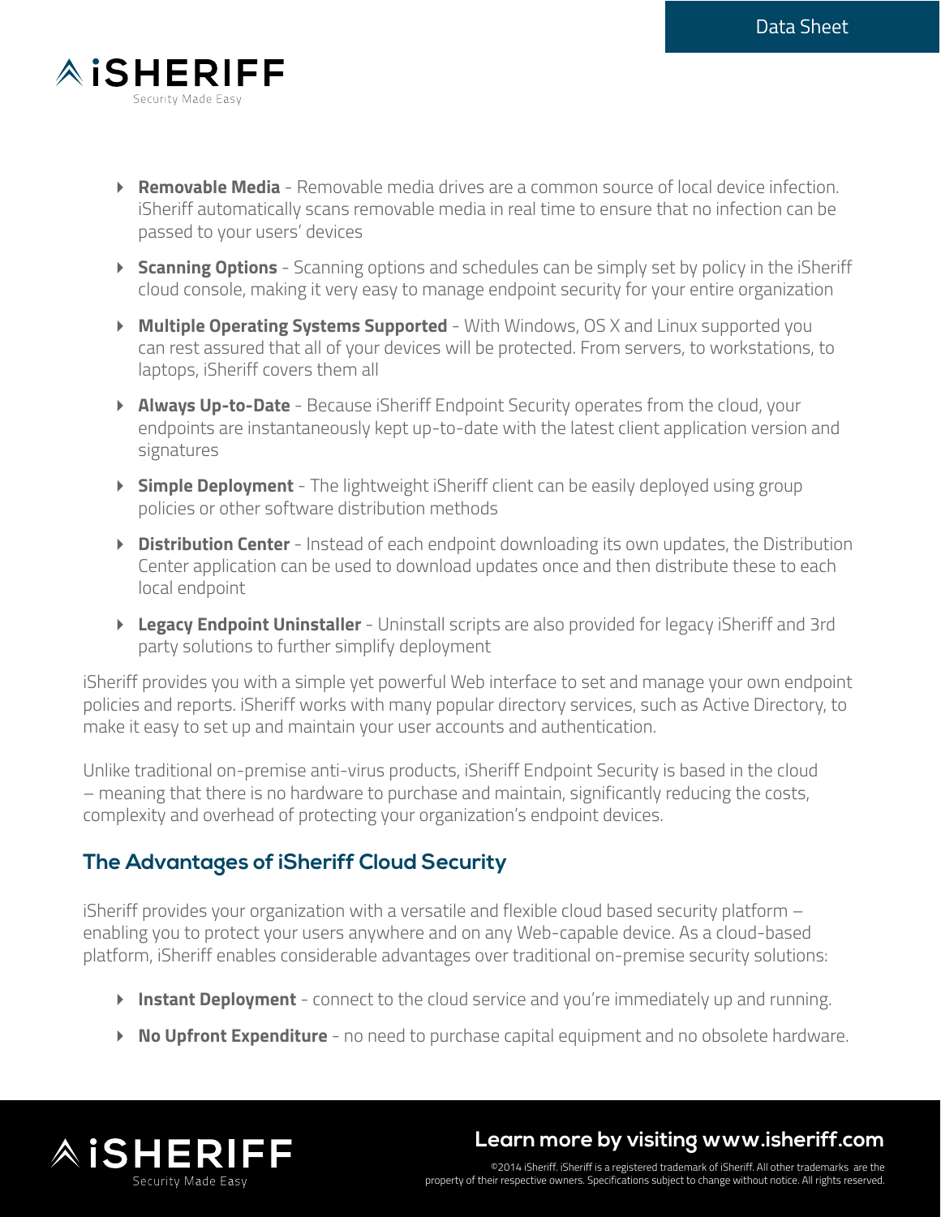- **Removable Media** - Removable media drives are a common source of local device infection. iSheriff automatically scans removable media in real time to ensure that no infection can be passed to your users' devices
- **Scanning Options** - Scanning options and schedules can be simply set by policy in the iSheriff cloud console, making it very easy to manage endpoint security for your entire organization
- **Multiple Operating Systems Supported** - With Windows, OS X and Linux supported you can rest assured that all of your devices will be protected. From servers, to workstations, to laptops, iSheriff covers them all
- **Always Up-to-Date** - Because iSheriff Endpoint Security operates from the cloud, your endpoints are instantaneously kept up-to-date with the latest client application version and signatures
- **Simple Deployment** - The lightweight iSheriff client can be easily deployed using group policies or other software distribution methods
- **Distribution Center** - Instead of each endpoint downloading its own updates, the Distribution Center application can be used to download updates once and then distribute these to each local endpoint
- **Legacy Endpoint Uninstaller** - Uninstall scripts are also provided for legacy iSheriff and 3rd party solutions to further simplify deployment

iSheriff provides you with a simple yet powerful Web interface to set and manage your own endpoint policies and reports. iSheriff works with many popular directory services, such as Active Directory, to make it easy to set up and maintain your user accounts and authentication.

Unlike traditional on-premise anti-virus products, iSheriff Endpoint Security is based in the cloud – meaning that there is no hardware to purchase and maintain, significantly reducing the costs, complexity and overhead of protecting your organization's endpoint devices.

## The Advantages of iSheriff Cloud Security

iSheriff provides your organization with a versatile and flexible cloud based security platform – enabling you to protect your users anywhere and on any Web-capable device. As a cloud-based platform, iSheriff enables considerable advantages over traditional on-premise security solutions:

- **Instant Deployment** - connect to the cloud service and you're immediately up and running.
- **No Upfront Expenditure** - no need to purchase capital equipment and no obsolete hardware.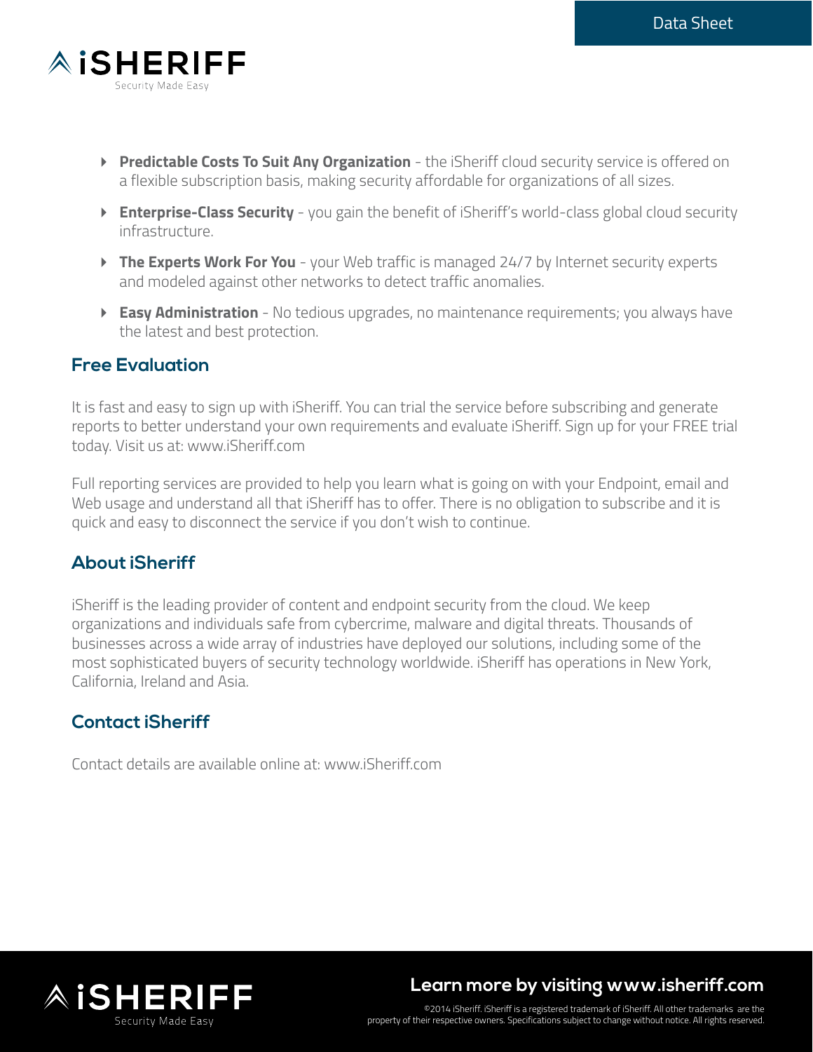- **Predictable Costs To Suit Any Organization** - the iSheriff cloud security service is offered on a flexible subscription basis, making security affordable for organizations of all sizes.
- **Enterprise-Class Security** - you gain the benefit of iSheriff's world-class global cloud security infrastructure.
- **The Experts Work For You** - your Web traffic is managed 24/7 by Internet security experts and modeled against other networks to detect traffic anomalies.
- **Easy Administration** - No tedious upgrades, no maintenance requirements; you always have the latest and best protection.

## Free Evaluation

It is fast and easy to sign up with iSheriff. You can trial the service before subscribing and generate reports to better understand your own requirements and evaluate iSheriff. Sign up for your FREE trial today. Visit us at: www.iSheriff.com

Full reporting services are provided to help you learn what is going on with your Endpoint, email and Web usage and understand all that iSheriff has to offer. There is no obligation to subscribe and it is quick and easy to disconnect the service if you don't wish to continue.

## About iSheriff

iSheriff is the leading provider of content and endpoint security from the cloud. We keep organizations and individuals safe from cybercrime, malware and digital threats. Thousands of businesses across a wide array of industries have deployed our solutions, including some of the most sophisticated buyers of security technology worldwide. iSheriff has operations in New York, California, Ireland and Asia.

## Contact iSheriff

Contact details are available online at: www.iSheriff.com

**Learn more by visiting www.isheriff.com**

©2014 iSheriff. iSheriff is a registered trademark of iSheriff. All other trademarks are the property of their respective owners. Specifications subject to change without notice. All rights reserved.